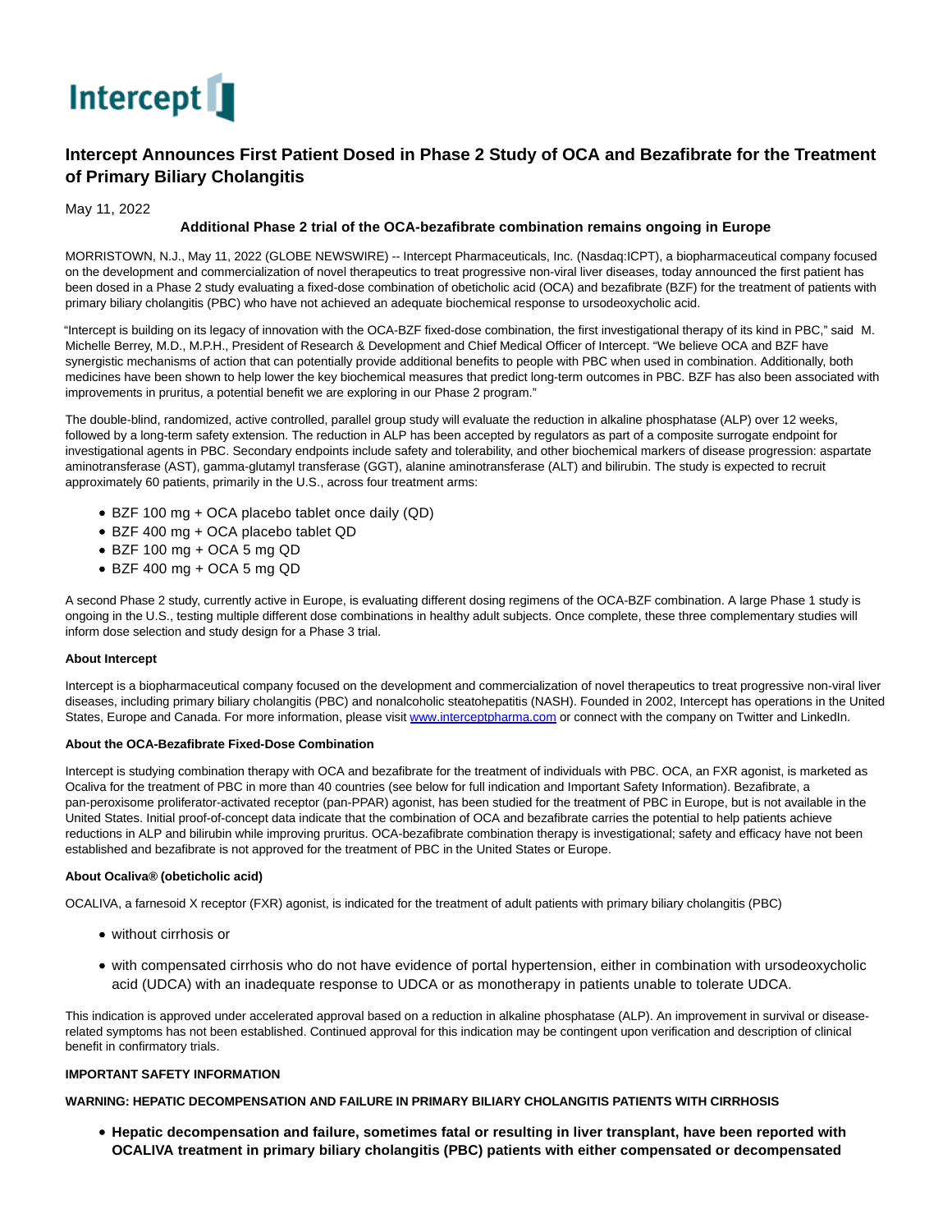# Intercept Announces First Patient Dosed in Phase 2 Study of OCA and Bezafibrate for the Treatment of Primary Biliary Cholangitis

May 11, 2022

**Additional Phase 2 trial of the OCA-bezafibrate combination remains ongoing in Europe**

MORRISTOWN, N.J., May 11, 2022 (GLOBE NEWSWIRE) -- Intercept Pharmaceuticals, Inc. (Nasdaq:ICPT), a biopharmaceutical company focused on the development and commercialization of novel therapeutics to treat progressive non-viral liver diseases, today announced the first patient has been dosed in a Phase 2 study evaluating a fixed-dose combination of obeticholic acid (OCA) and bezafibrate (BZF) for the treatment of patients with primary biliary cholangitis (PBC) who have not achieved an adequate biochemical response to ursodeoxycholic acid.

"Intercept is building on its legacy of innovation with the OCA-BZF fixed-dose combination, the first investigational therapy of its kind in PBC," said M. Michelle Berrey, M.D., M.P.H., President of Research & Development and Chief Medical Officer of Intercept. "We believe OCA and BZF have synergistic mechanisms of action that can potentially provide additional benefits to people with PBC when used in combination. Additionally, both medicines have been shown to help lower the key biochemical measures that predict long-term outcomes in PBC. BZF has also been associated with improvements in pruritus, a potential benefit we are exploring in our Phase 2 program."

The double-blind, randomized, active controlled, parallel group study will evaluate the reduction in alkaline phosphatase (ALP) over 12 weeks, followed by a long-term safety extension. The reduction in ALP has been accepted by regulators as part of a composite surrogate endpoint for investigational agents in PBC. Secondary endpoints include safety and tolerability, and other biochemical markers of disease progression: aspartate aminotransferase (AST), gamma-glutamyl transferase (GGT), alanine aminotransferase (ALT) and bilirubin. The study is expected to recruit approximately 60 patients, primarily in the U.S., across four treatment arms:

- BZF 100 mg + OCA placebo tablet once daily (QD)
- BZF 400 mg + OCA placebo tablet QD
- BZF 100 mg + OCA 5 mg QD
- BZF 400 mg + OCA 5 mg QD

A second Phase 2 study, currently active in Europe, is evaluating different dosing regimens of the OCA-BZF combination. A large Phase 1 study is ongoing in the U.S., testing multiple different dose combinations in healthy adult subjects. Once complete, these three complementary studies will inform dose selection and study design for a Phase 3 trial.

**About Intercept**

Intercept is a biopharmaceutical company focused on the development and commercialization of novel therapeutics to treat progressive non-viral liver diseases, including primary biliary cholangitis (PBC) and nonalcoholic steatohepatitis (NASH). Founded in 2002, Intercept has operations in the United States, Europe and Canada. For more information, please visit [www.interceptpharma.com](http://www.interceptpharma.com) or connect with the company on Twitter and LinkedIn.

**About the OCA-Bezafibrate Fixed-Dose Combination**

Intercept is studying combination therapy with OCA and bezafibrate for the treatment of individuals with PBC. OCA, an FXR agonist, is marketed as Ocaliva for the treatment of PBC in more than 40 countries (see below for full indication and Important Safety Information). Bezafibrate, a pan-peroxisome proliferator-activated receptor (pan-PPAR) agonist, has been studied for the treatment of PBC in Europe, but is not available in the United States. Initial proof-of-concept data indicate that the combination of OCA and bezafibrate carries the potential to help patients achieve reductions in ALP and bilirubin while improving pruritus. OCA-bezafibrate combination therapy is investigational; safety and efficacy have not been established and bezafibrate is not approved for the treatment of PBC in the United States or Europe.

**About Ocaliva® (obeticholic acid)**

OCALIVA, a farnesoid X receptor (FXR) agonist, is indicated for the treatment of adult patients with primary biliary cholangitis (PBC)

- without cirrhosis or
- with compensated cirrhosis who do not have evidence of portal hypertension, either in combination with ursodeoxycholic acid (UDCA) with an inadequate response to UDCA or as monotherapy in patients unable to tolerate UDCA.

This indication is approved under accelerated approval based on a reduction in alkaline phosphatase (ALP). An improvement in survival or disease-related symptoms has not been established. Continued approval for this indication may be contingent upon verification and description of clinical benefit in confirmatory trials.

**IMPORTANT SAFETY INFORMATION**

**WARNING: HEPATIC DECOMPENSATION AND FAILURE IN PRIMARY BILIARY CHOLANGITIS PATIENTS WITH CIRRHOSIS**

- **Hepatic decompensation and failure, sometimes fatal or resulting in liver transplant, have been reported with OCALIVA treatment in primary biliary cholangitis (PBC) patients with either compensated or decompensated**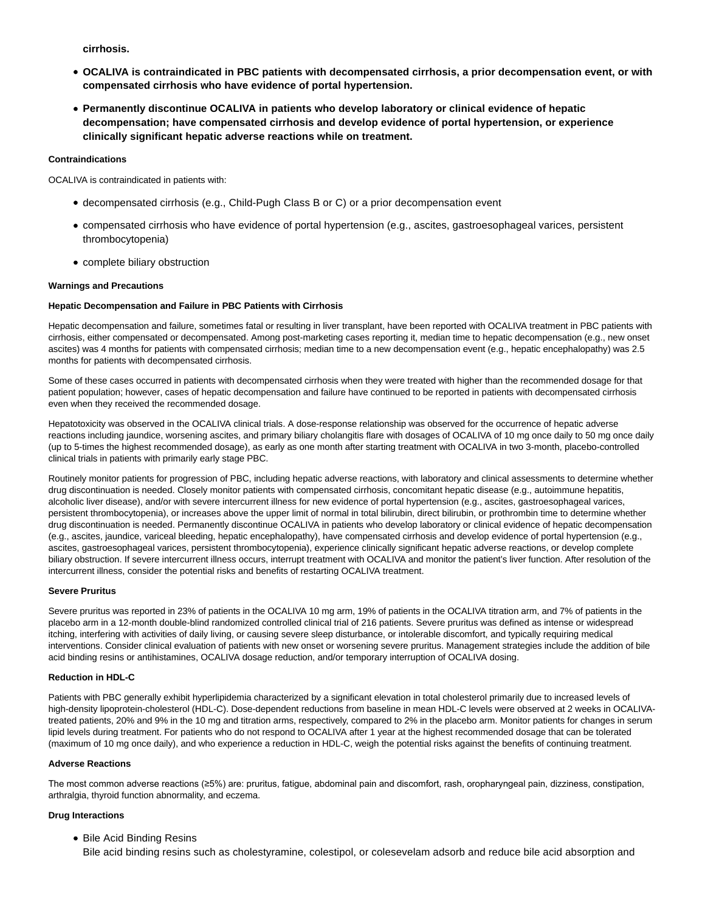**cirrhosis.**

- **OCALIVA is contraindicated in PBC patients with decompensated cirrhosis, a prior decompensation event, or with compensated cirrhosis who have evidence of portal hypertension.**
- **Permanently discontinue OCALIVA in patients who develop laboratory or clinical evidence of hepatic decompensation; have compensated cirrhosis and develop evidence of portal hypertension, or experience clinically significant hepatic adverse reactions while on treatment.**

**Contraindications**

OCALIVA is contraindicated in patients with:

- decompensated cirrhosis (e.g., Child-Pugh Class B or C) or a prior decompensation event
- compensated cirrhosis who have evidence of portal hypertension (e.g., ascites, gastroesophageal varices, persistent thrombocytopenia)
- complete biliary obstruction

**Warnings and Precautions**

**Hepatic Decompensation and Failure in PBC Patients with Cirrhosis**

Hepatic decompensation and failure, sometimes fatal or resulting in liver transplant, have been reported with OCALIVA treatment in PBC patients with cirrhosis, either compensated or decompensated. Among post-marketing cases reporting it, median time to hepatic decompensation (e.g., new onset ascites) was 4 months for patients with compensated cirrhosis; median time to a new decompensation event (e.g., hepatic encephalopathy) was 2.5 months for patients with decompensated cirrhosis.

Some of these cases occurred in patients with decompensated cirrhosis when they were treated with higher than the recommended dosage for that patient population; however, cases of hepatic decompensation and failure have continued to be reported in patients with decompensated cirrhosis even when they received the recommended dosage.

Hepatotoxicity was observed in the OCALIVA clinical trials. A dose-response relationship was observed for the occurrence of hepatic adverse reactions including jaundice, worsening ascites, and primary biliary cholangitis flare with dosages of OCALIVA of 10 mg once daily to 50 mg once daily (up to 5-times the highest recommended dosage), as early as one month after starting treatment with OCALIVA in two 3-month, placebo-controlled clinical trials in patients with primarily early stage PBC.

Routinely monitor patients for progression of PBC, including hepatic adverse reactions, with laboratory and clinical assessments to determine whether drug discontinuation is needed. Closely monitor patients with compensated cirrhosis, concomitant hepatic disease (e.g., autoimmune hepatitis, alcoholic liver disease), and/or with severe intercurrent illness for new evidence of portal hypertension (e.g., ascites, gastroesophageal varices, persistent thrombocytopenia), or increases above the upper limit of normal in total bilirubin, direct bilirubin, or prothrombin time to determine whether drug discontinuation is needed. Permanently discontinue OCALIVA in patients who develop laboratory or clinical evidence of hepatic decompensation (e.g., ascites, jaundice, variceal bleeding, hepatic encephalopathy), have compensated cirrhosis and develop evidence of portal hypertension (e.g., ascites, gastroesophageal varices, persistent thrombocytopenia), experience clinically significant hepatic adverse reactions, or develop complete biliary obstruction. If severe intercurrent illness occurs, interrupt treatment with OCALIVA and monitor the patient's liver function. After resolution of the intercurrent illness, consider the potential risks and benefits of restarting OCALIVA treatment.

**Severe Pruritus**

Severe pruritus was reported in 23% of patients in the OCALIVA 10 mg arm, 19% of patients in the OCALIVA titration arm, and 7% of patients in the placebo arm in a 12-month double-blind randomized controlled clinical trial of 216 patients. Severe pruritus was defined as intense or widespread itching, interfering with activities of daily living, or causing severe sleep disturbance, or intolerable discomfort, and typically requiring medical interventions. Consider clinical evaluation of patients with new onset or worsening severe pruritus. Management strategies include the addition of bile acid binding resins or antihistamines, OCALIVA dosage reduction, and/or temporary interruption of OCALIVA dosing.

**Reduction in HDL-C**

Patients with PBC generally exhibit hyperlipidemia characterized by a significant elevation in total cholesterol primarily due to increased levels of high-density lipoprotein-cholesterol (HDL-C). Dose-dependent reductions from baseline in mean HDL-C levels were observed at 2 weeks in OCALIVA-treated patients, 20% and 9% in the 10 mg and titration arms, respectively, compared to 2% in the placebo arm. Monitor patients for changes in serum lipid levels during treatment. For patients who do not respond to OCALIVA after 1 year at the highest recommended dosage that can be tolerated (maximum of 10 mg once daily), and who experience a reduction in HDL-C, weigh the potential risks against the benefits of continuing treatment.

**Adverse Reactions**

The most common adverse reactions (≥5%) are: pruritus, fatigue, abdominal pain and discomfort, rash, oropharyngeal pain, dizziness, constipation, arthralgia, thyroid function abnormality, and eczema.

**Drug Interactions**

- Bile Acid Binding Resins
  Bile acid binding resins such as cholestyramine, colestipol, or colesevelam adsorb and reduce bile acid absorption and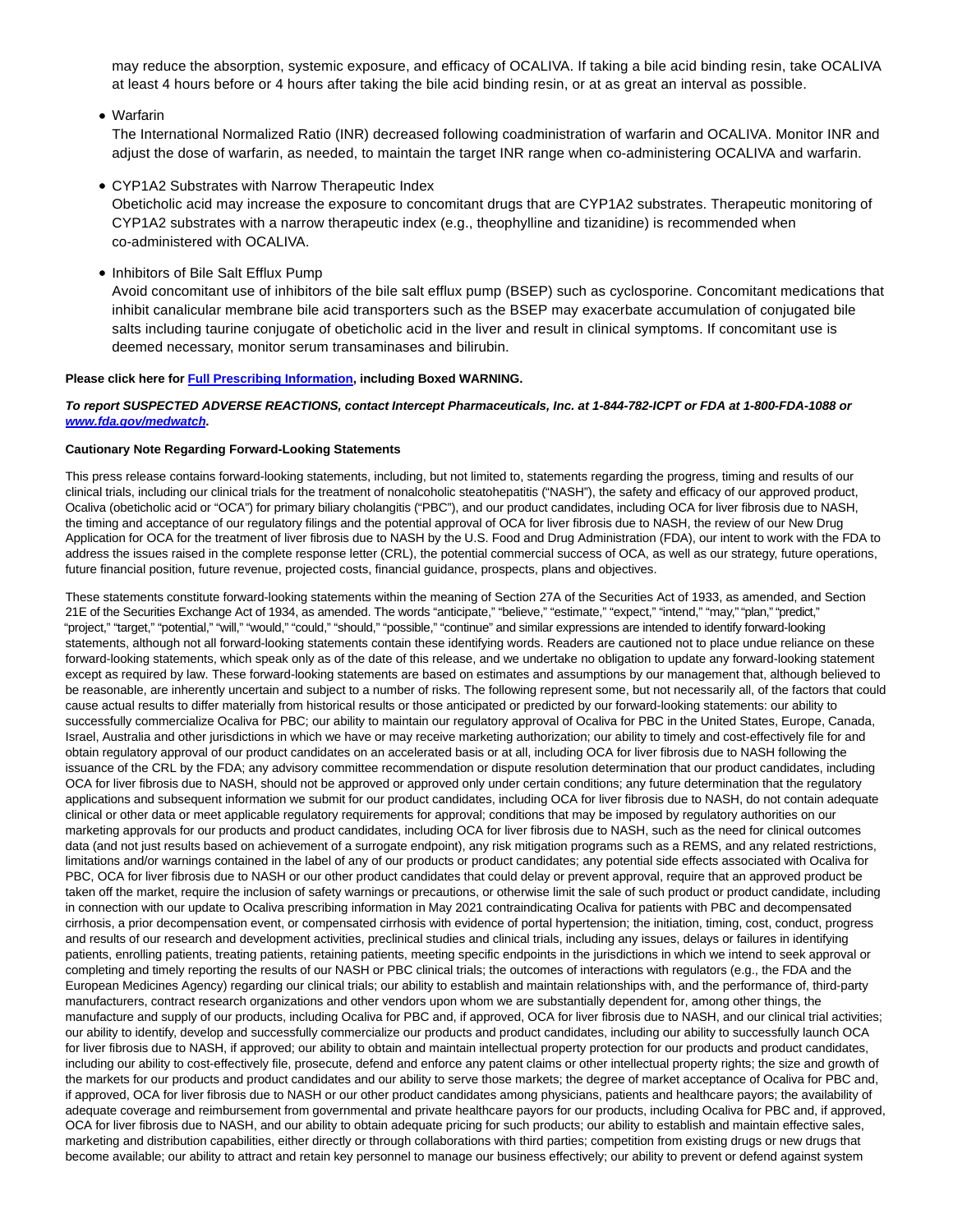may reduce the absorption, systemic exposure, and efficacy of OCALIVA. If taking a bile acid binding resin, take OCALIVA at least 4 hours before or 4 hours after taking the bile acid binding resin, or at as great an interval as possible.

- Warfarin

  The International Normalized Ratio (INR) decreased following coadministration of warfarin and OCALIVA. Monitor INR and adjust the dose of warfarin, as needed, to maintain the target INR range when co-administering OCALIVA and warfarin.

- CYP1A2 Substrates with Narrow Therapeutic Index

  Obeticholic acid may increase the exposure to concomitant drugs that are CYP1A2 substrates. Therapeutic monitoring of CYP1A2 substrates with a narrow therapeutic index (e.g., theophylline and tizanidine) is recommended when co-administered with OCALIVA.

- Inhibitors of Bile Salt Efflux Pump

  Avoid concomitant use of inhibitors of the bile salt efflux pump (BSEP) such as cyclosporine. Concomitant medications that inhibit canalicular membrane bile acid transporters such as the BSEP may exacerbate accumulation of conjugated bile salts including taurine conjugate of obeticholic acid in the liver and result in clinical symptoms. If concomitant use is deemed necessary, monitor serum transaminases and bilirubin.

**Please click here for Full Prescribing Information, including Boxed WARNING.**

***To report SUSPECTED ADVERSE REACTIONS, contact Intercept Pharmaceuticals, Inc. at 1-844-782-ICPT or FDA at 1-800-FDA-1088 or www.fda.gov/medwatch.***

**Cautionary Note Regarding Forward-Looking Statements**

This press release contains forward-looking statements, including, but not limited to, statements regarding the progress, timing and results of our clinical trials, including our clinical trials for the treatment of nonalcoholic steatohepatitis ("NASH"), the safety and efficacy of our approved product, Ocaliva (obeticholic acid or "OCA") for primary biliary cholangitis ("PBC"), and our product candidates, including OCA for liver fibrosis due to NASH, the timing and acceptance of our regulatory filings and the potential approval of OCA for liver fibrosis due to NASH, the review of our New Drug Application for OCA for the treatment of liver fibrosis due to NASH by the U.S. Food and Drug Administration (FDA), our intent to work with the FDA to address the issues raised in the complete response letter (CRL), the potential commercial success of OCA, as well as our strategy, future operations, future financial position, future revenue, projected costs, financial guidance, prospects, plans and objectives.

These statements constitute forward-looking statements within the meaning of Section 27A of the Securities Act of 1933, as amended, and Section 21E of the Securities Exchange Act of 1934, as amended. The words "anticipate," "believe," "estimate," "expect," "intend," "may," "plan," "predict," "project," "target," "potential," "will," "would," "could," "should," "possible," "continue" and similar expressions are intended to identify forward-looking statements, although not all forward-looking statements contain these identifying words. Readers are cautioned not to place undue reliance on these forward-looking statements, which speak only as of the date of this release, and we undertake no obligation to update any forward-looking statement except as required by law. These forward-looking statements are based on estimates and assumptions by our management that, although believed to be reasonable, are inherently uncertain and subject to a number of risks. The following represent some, but not necessarily all, of the factors that could cause actual results to differ materially from historical results or those anticipated or predicted by our forward-looking statements: our ability to successfully commercialize Ocaliva for PBC; our ability to maintain our regulatory approval of Ocaliva for PBC in the United States, Europe, Canada, Israel, Australia and other jurisdictions in which we have or may receive marketing authorization; our ability to timely and cost-effectively file for and obtain regulatory approval of our product candidates on an accelerated basis or at all, including OCA for liver fibrosis due to NASH following the issuance of the CRL by the FDA; any advisory committee recommendation or dispute resolution determination that our product candidates, including OCA for liver fibrosis due to NASH, should not be approved or approved only under certain conditions; any future determination that the regulatory applications and subsequent information we submit for our product candidates, including OCA for liver fibrosis due to NASH, do not contain adequate clinical or other data or meet applicable regulatory requirements for approval; conditions that may be imposed by regulatory authorities on our marketing approvals for our products and product candidates, including OCA for liver fibrosis due to NASH, such as the need for clinical outcomes data (and not just results based on achievement of a surrogate endpoint), any risk mitigation programs such as a REMS, and any related restrictions, limitations and/or warnings contained in the label of any of our products or product candidates; any potential side effects associated with Ocaliva for PBC, OCA for liver fibrosis due to NASH or our other product candidates that could delay or prevent approval, require that an approved product be taken off the market, require the inclusion of safety warnings or precautions, or otherwise limit the sale of such product or product candidate, including in connection with our update to Ocaliva prescribing information in May 2021 contraindicating Ocaliva for patients with PBC and decompensated cirrhosis, a prior decompensation event, or compensated cirrhosis with evidence of portal hypertension; the initiation, timing, cost, conduct, progress and results of our research and development activities, preclinical studies and clinical trials, including any issues, delays or failures in identifying patients, enrolling patients, treating patients, retaining patients, meeting specific endpoints in the jurisdictions in which we intend to seek approval or completing and timely reporting the results of our NASH or PBC clinical trials; the outcomes of interactions with regulators (e.g., the FDA and the European Medicines Agency) regarding our clinical trials; our ability to establish and maintain relationships with, and the performance of, third-party manufacturers, contract research organizations and other vendors upon whom we are substantially dependent for, among other things, the manufacture and supply of our products, including Ocaliva for PBC and, if approved, OCA for liver fibrosis due to NASH, and our clinical trial activities; our ability to identify, develop and successfully commercialize our products and product candidates, including our ability to successfully launch OCA for liver fibrosis due to NASH, if approved; our ability to obtain and maintain intellectual property protection for our products and product candidates, including our ability to cost-effectively file, prosecute, defend and enforce any patent claims or other intellectual property rights; the size and growth of the markets for our products and product candidates and our ability to serve those markets; the degree of market acceptance of Ocaliva for PBC and, if approved, OCA for liver fibrosis due to NASH or our other product candidates among physicians, patients and healthcare payors; the availability of adequate coverage and reimbursement from governmental and private healthcare payors for our products, including Ocaliva for PBC and, if approved, OCA for liver fibrosis due to NASH, and our ability to obtain adequate pricing for such products; our ability to establish and maintain effective sales, marketing and distribution capabilities, either directly or through collaborations with third parties; competition from existing drugs or new drugs that become available; our ability to attract and retain key personnel to manage our business effectively; our ability to prevent or defend against system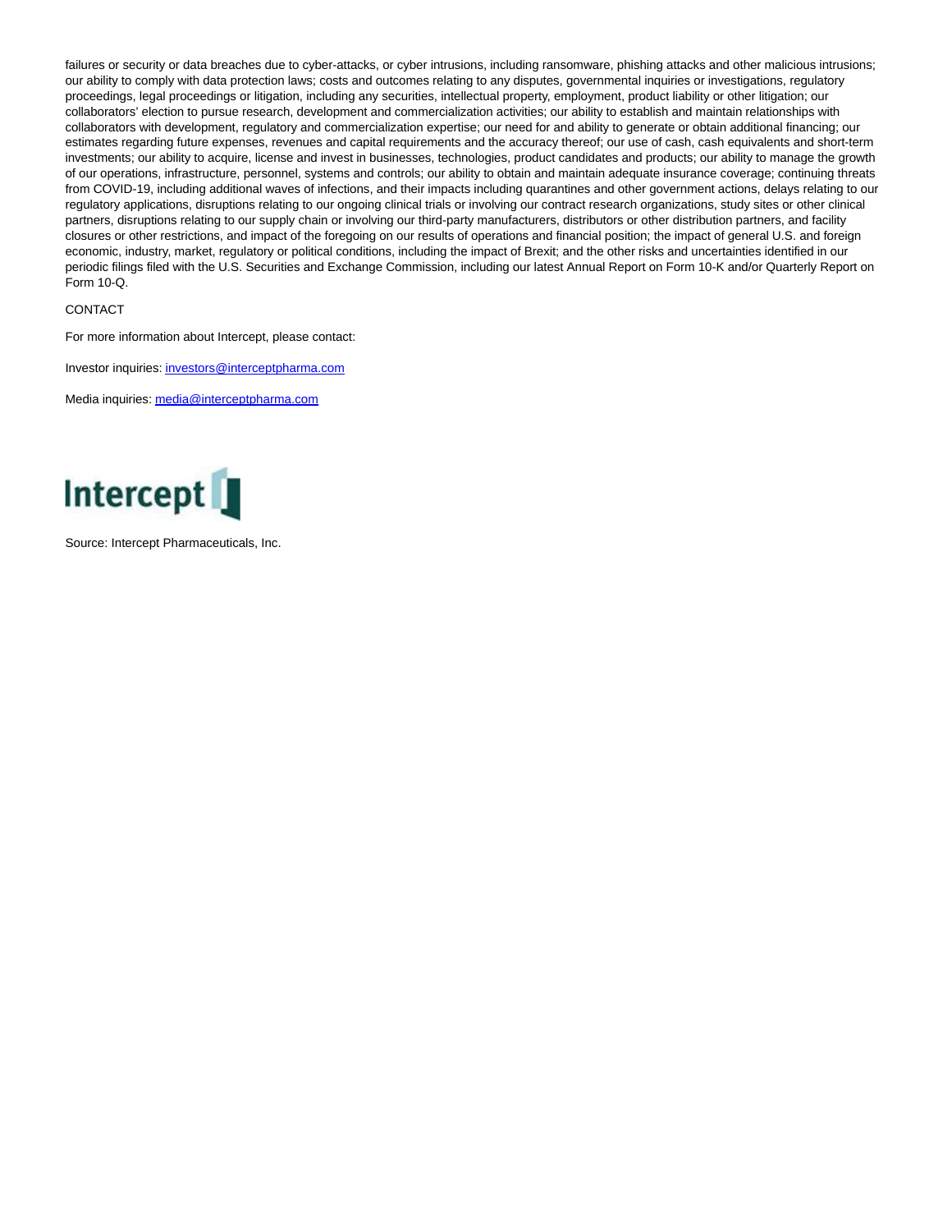failures or security or data breaches due to cyber-attacks, or cyber intrusions, including ransomware, phishing attacks and other malicious intrusions; our ability to comply with data protection laws; costs and outcomes relating to any disputes, governmental inquiries or investigations, regulatory proceedings, legal proceedings or litigation, including any securities, intellectual property, employment, product liability or other litigation; our collaborators' election to pursue research, development and commercialization activities; our ability to establish and maintain relationships with collaborators with development, regulatory and commercialization expertise; our need for and ability to generate or obtain additional financing; our estimates regarding future expenses, revenues and capital requirements and the accuracy thereof; our use of cash, cash equivalents and short-term investments; our ability to acquire, license and invest in businesses, technologies, product candidates and products; our ability to manage the growth of our operations, infrastructure, personnel, systems and controls; our ability to obtain and maintain adequate insurance coverage; continuing threats from COVID-19, including additional waves of infections, and their impacts including quarantines and other government actions, delays relating to our regulatory applications, disruptions relating to our ongoing clinical trials or involving our contract research organizations, study sites or other clinical partners, disruptions relating to our supply chain or involving our third-party manufacturers, distributors or other distribution partners, and facility closures or other restrictions, and impact of the foregoing on our results of operations and financial position; the impact of general U.S. and foreign economic, industry, market, regulatory or political conditions, including the impact of Brexit; and the other risks and uncertainties identified in our periodic filings filed with the U.S. Securities and Exchange Commission, including our latest Annual Report on Form 10-K and/or Quarterly Report on Form 10-Q.

CONTACT

For more information about Intercept, please contact:

Investor inquiries: investors@interceptpharma.com

Media inquiries: media@interceptpharma.com

Intercept

Source: Intercept Pharmaceuticals, Inc.